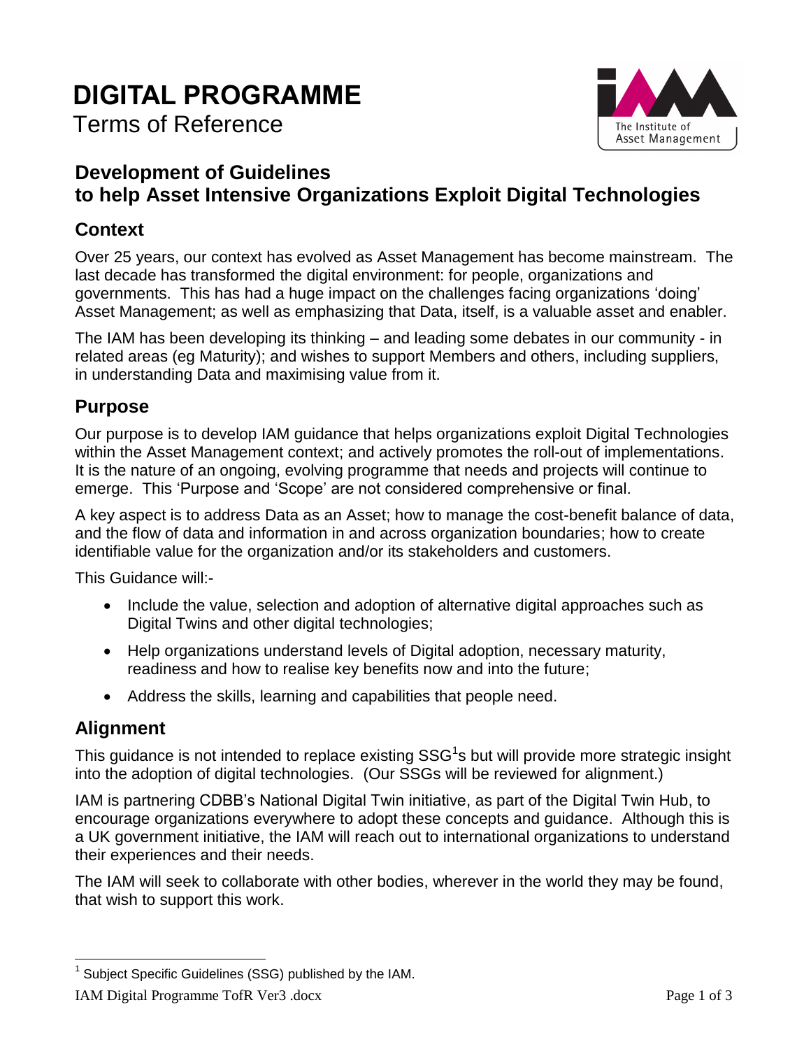# DIGITAL PROGRAMME

Terms of Reference

## Development of Guidelines to help Asset Intensive Organizations Exploit Digital Technologies

### Context

Over 25 years, our context has evolved as Asset Management has become mainstream. The last decade has transformed the digital environment: for people, organizations and governments. This has had a huge impact on the challenges facing organizations 'doing' Asset Management; as well as emphasizing that Data, itself, is a valuable asset and enabler.

The IAM has been developing its thinking – and leading some debates in our community - in related areas (eg Maturity); and wishes to support Members and others, including suppliers, in understanding Data and maximising value from it.

### Purpose

Our purpose is to develop IAM guidance that helps organizations exploit Digital Technologies within the Asset Management context; and actively promotes the roll-out of implementations. It is the nature of an ongoing, evolving programme that needs and projects will continue to emerge. This 'Purpose and 'Scope' are not considered comprehensive or final.

A key aspect is to address Data as an Asset; how to manage the cost-benefit balance of data, and the flow of data and information in and across organization boundaries; how to create identifiable value for the organization and/or its stakeholders and customers.

This Guidance will:-

- Include the value, selection and adoption of alternative digital approaches such as Digital Twins and other digital technologies;
- Help organizations understand levels of Digital adoption, necessary maturity, readiness and how to realise key benefits now and into the future;
- Address the skills, learning and capabilities that people need.

### Alignment

This guidance is not intended to replace existing SSG[1]s but will provide more strategic insight into the adoption of digital technologies. (Our SSGs will be reviewed for alignment.)

IAM is partnering CDBB's National Digital Twin initiative, as part of the Digital Twin Hub, to encourage organizations everywhere to adopt these concepts and guidance. Although this is a UK government initiative, the IAM will reach out to international organizations to understand their experiences and their needs.

The IAM will seek to collaborate with other bodies, wherever in the world they may be found, that wish to support this work.

[1] Subject Specific Guidelines (SSG) published by the IAM.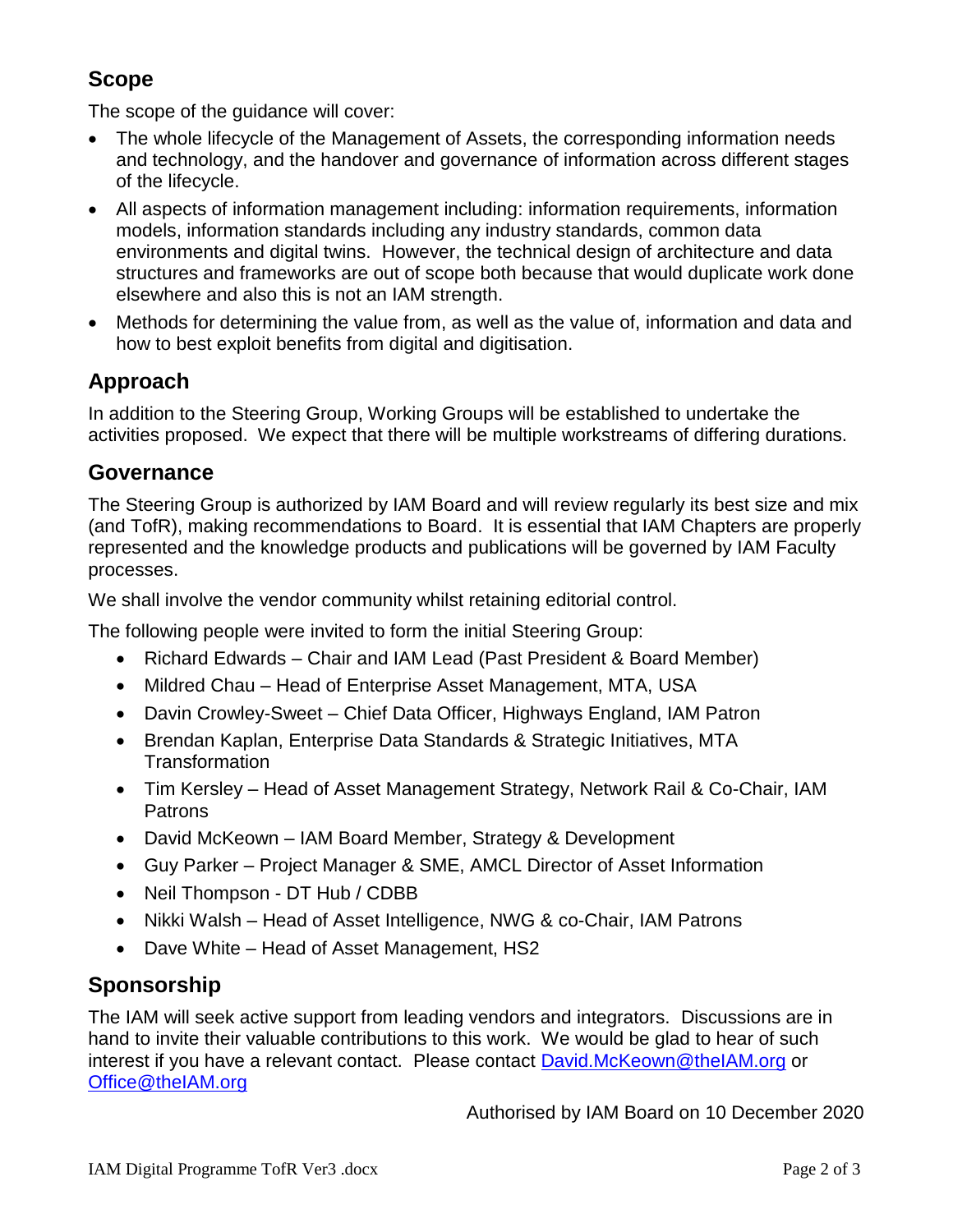## Scope

The scope of the guidance will cover:

- The whole lifecycle of the Management of Assets, the corresponding information needs and technology, and the handover and governance of information across different stages of the lifecycle.
- All aspects of information management including: information requirements, information models, information standards including any industry standards, common data environments and digital twins. However, the technical design of architecture and data structures and frameworks are out of scope both because that would duplicate work done elsewhere and also this is not an IAM strength.
- Methods for determining the value from, as well as the value of, information and data and how to best exploit benefits from digital and digitisation.

## Approach

In addition to the Steering Group, Working Groups will be established to undertake the activities proposed. We expect that there will be multiple workstreams of differing durations.

## Governance

The Steering Group is authorized by IAM Board and will review regularly its best size and mix (and TofR), making recommendations to Board. It is essential that IAM Chapters are properly represented and the knowledge products and publications will be governed by IAM Faculty processes.

We shall involve the vendor community whilst retaining editorial control.

The following people were invited to form the initial Steering Group:

- Richard Edwards – Chair and IAM Lead (Past President & Board Member)
- Mildred Chau – Head of Enterprise Asset Management, MTA, USA
- Davin Crowley-Sweet – Chief Data Officer, Highways England, IAM Patron
- Brendan Kaplan, Enterprise Data Standards & Strategic Initiatives, MTA Transformation
- Tim Kersley – Head of Asset Management Strategy, Network Rail & Co-Chair, IAM Patrons
- David McKeown – IAM Board Member, Strategy & Development
- Guy Parker – Project Manager & SME, AMCL Director of Asset Information
- Neil Thompson - DT Hub / CDBB
- Nikki Walsh – Head of Asset Intelligence, NWG & co-Chair, IAM Patrons
- Dave White – Head of Asset Management, HS2

## Sponsorship

The IAM will seek active support from leading vendors and integrators. Discussions are in hand to invite their valuable contributions to this work. We would be glad to hear of such interest if you have a relevant contact. Please contact David.McKeown@theIAM.org or Office@theIAM.org

Authorised by IAM Board on 10 December 2020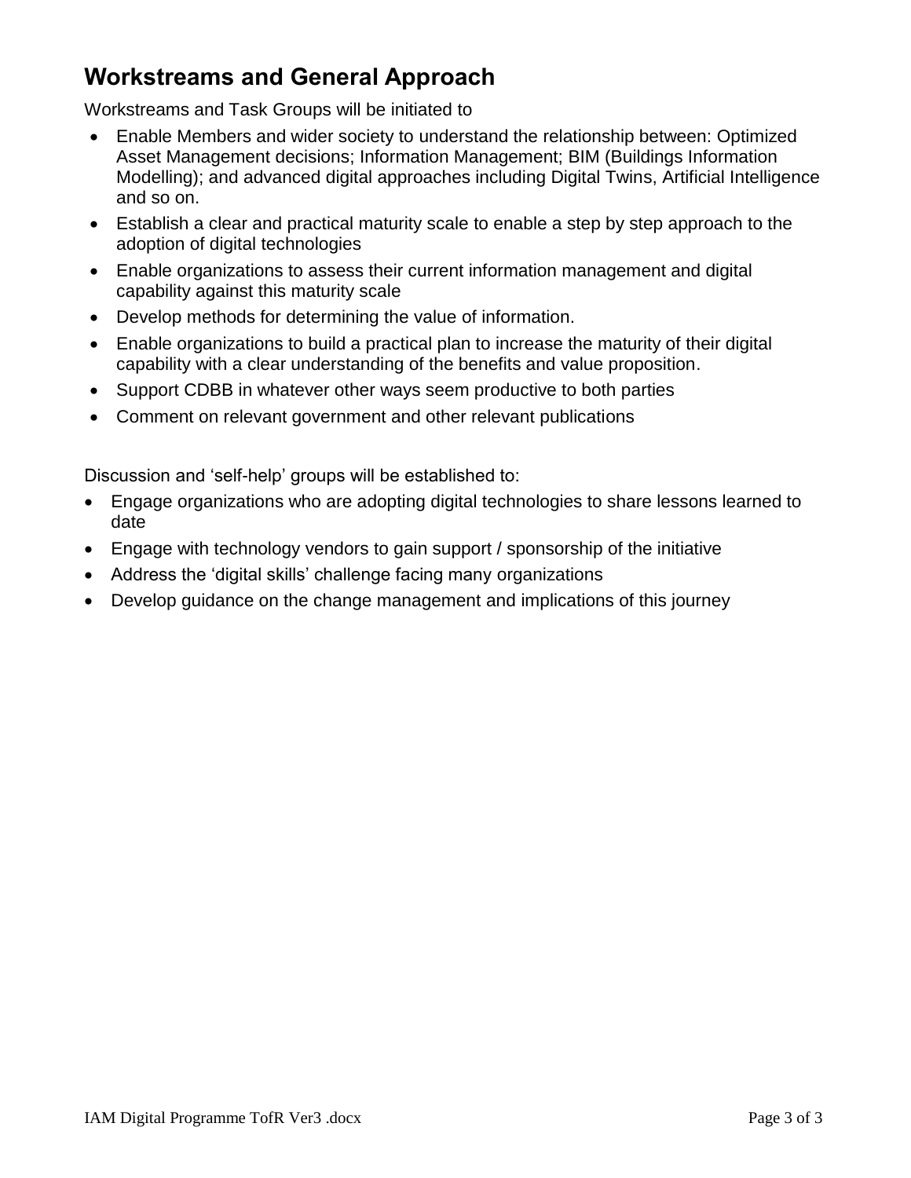## Workstreams and General Approach

Workstreams and Task Groups will be initiated to

- Enable Members and wider society to understand the relationship between: Optimized Asset Management decisions; Information Management; BIM (Buildings Information Modelling); and advanced digital approaches including Digital Twins, Artificial Intelligence and so on.
- Establish a clear and practical maturity scale to enable a step by step approach to the adoption of digital technologies
- Enable organizations to assess their current information management and digital capability against this maturity scale
- Develop methods for determining the value of information.
- Enable organizations to build a practical plan to increase the maturity of their digital capability with a clear understanding of the benefits and value proposition.
- Support CDBB in whatever other ways seem productive to both parties
- Comment on relevant government and other relevant publications

Discussion and 'self-help' groups will be established to:

- Engage organizations who are adopting digital technologies to share lessons learned to date
- Engage with technology vendors to gain support / sponsorship of the initiative
- Address the 'digital skills' challenge facing many organizations
- Develop guidance on the change management and implications of this journey